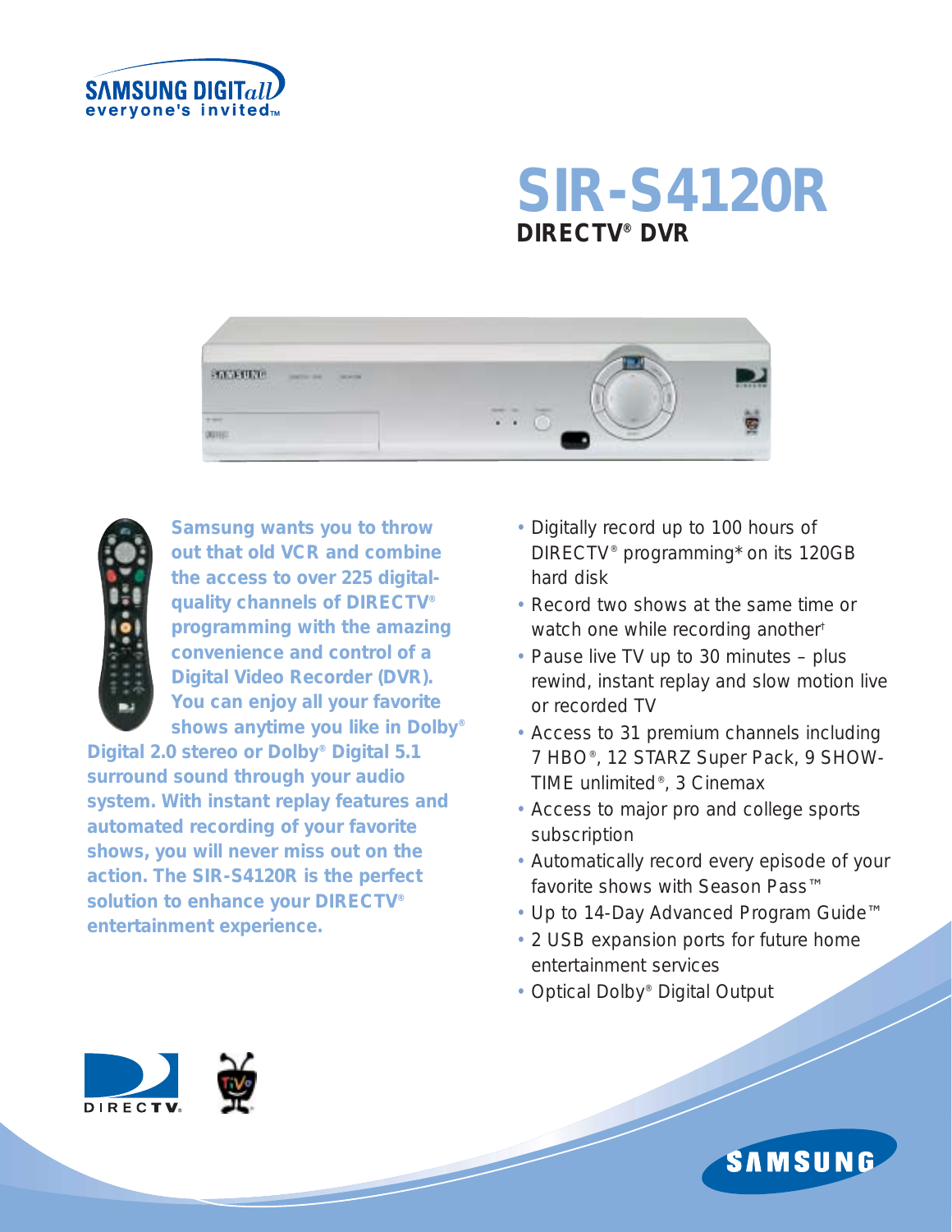SAMSUNG DIGITall
everyone's invited™

# SIR-S4120R

## DIRECTV® DVR

**Samsung wants you to throw out that old VCR and combine the access to over 225 digital-quality channels of DIRECTV® programming with the amazing convenience and control of a Digital Video Recorder (DVR). You can enjoy all your favorite shows anytime you like in Dolby® Digital 2.0 stereo or Dolby® Digital 5.1 surround sound through your audio system. With instant replay features and automated recording of your favorite shows, you will never miss out on the action. The SIR-S4120R is the perfect solution to enhance your DIRECTV® entertainment experience.**

- Digitally record up to 100 hours of DIRECTV® programming* on its 120GB hard disk
- Record two shows at the same time or watch one while recording another†
- Pause live TV up to 30 minutes – plus rewind, instant replay and slow motion live or recorded TV
- Access to 31 premium channels including 7 HBO®, 12 STARZ Super Pack, 9 SHOWTIME unlimited®, 3 Cinemax
- Access to major pro and college sports subscription
- Automatically record every episode of your favorite shows with Season Pass™
- Up to 14-Day Advanced Program Guide™
- 2 USB expansion ports for future home entertainment services
- Optical Dolby® Digital Output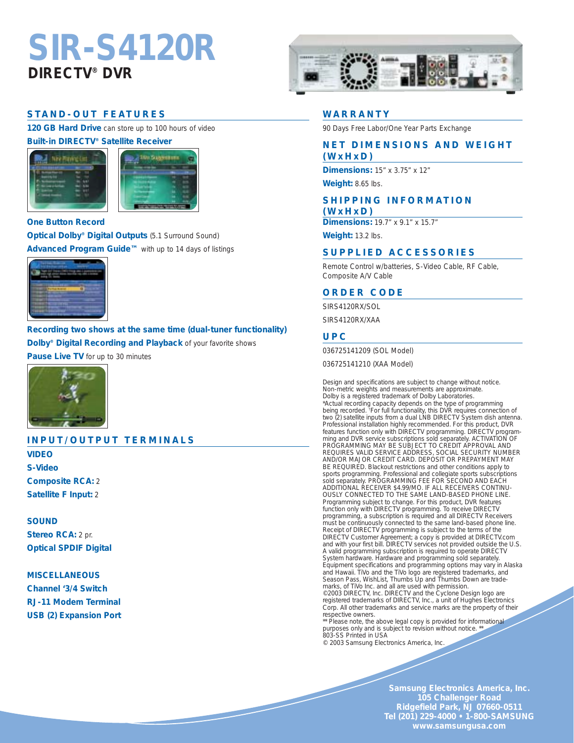# SIR-S4120R

## DIRECTV® DVR

### STAND-OUT FEATURES

**120 GB Hard Drive** can store up to 100 hours of video

**Built-in DIRECTV® Satellite Receiver**

**One Button Record**

**Optical Dolby® Digital Outputs** (5.1 Surround Sound)

**Advanced Program Guide™** with up to 14 days of listings

**Recording two shows at the same time (dual-tuner functionality)**

**Dolby® Digital Recording and Playback** of your favorite shows

**Pause Live TV** for up to 30 minutes

### INPUT/OUTPUT TERMINALS

**VIDEO**

**S-Video**

**Composite RCA:** 2

**Satellite F Input:** 2

**SOUND**

**Stereo RCA:** 2 pr.

**Optical SPDIF Digital**

**MISCELLANEOUS**

**Channel '3/4 Switch**

**RJ-11 Modem Terminal**

**USB (2) Expansion Port**

### WARRANTY

90 Days Free Labor/One Year Parts Exchange

### NET DIMENSIONS AND WEIGHT (WxHxD)

**Dimensions:** 15" x 3.75" x 12"

**Weight:** 8.65 lbs.

### SHIPPING INFORMATION (WxHxD)

**Dimensions:** 19.7" x 9.1" x 15.7"

**Weight:** 13.2 lbs.

### SUPPLIED ACCESSORIES

Remote Control w/batteries, S-Video Cable, RF Cable, Composite A/V Cable

### ORDER CODE

SIRS4120RX/SOL

SIRS4120RX/XAA

### UPC

036725141209 (SOL Model)

036725141210 (XAA Model)

Design and specifications are subject to change without notice. Non-metric weights and measurements are approximate. Dolby is a registered trademark of Dolby Laboratories. *Actual recording capacity depends on the type of programming being recorded. †For full functionality, this DVR requires connection of two (2) satellite inputs from a dual LNB DIRECTV System dish antenna. Professional installation highly recommended. For this product, DVR features function only with DIRECTV programming. DIRECTV programming and DVR service subscriptions sold separately. ACTIVATION OF PROGRAMMING MAY BE SUBJECT TO CREDIT APPROVAL AND REQUIRES VALID SERVICE ADDRESS, SOCIAL SECURITY NUMBER AND/OR MAJOR CREDIT CARD. DEPOSIT OR PREPAYMENT MAY BE REQUIRED. Blackout restrictions and other conditions apply to sports programming. Professional and collegiate sports subscriptions sold separately. PROGRAMMING FEE FOR SECOND AND EACH ADDITIONAL RECEIVER $4.99/MO. IF ALL RECEIVERS CONTINUOUSLY CONNECTED TO THE SAME LAND-BASED PHONE LINE. Programming subject to change. For this product, DVR features function only with DIRECTV programming. To receive DIRECTV programming, a subscription is required and all DIRECTV Receivers must be continuously connected to the same land-based phone line. Receipt of DIRECTV programming is subject to the terms of the DIRECTV Customer Agreement; a copy is provided at DIRECTV.com and with your first bill. DIRECTV services not provided outside the U.S. A valid programming subscription is required to operate DIRECTV System hardware. Hardware and programming sold separately. Equipment specifications and programming options may vary in Alaska and Hawaii. TiVo and the TiVo logo are registered trademarks, and Season Pass, WishList, Thumbs Up and Thumbs Down are trademarks, of TiVo Inc. and all are used with permission.
©2003 DIRECTV, Inc. DIRECTV and the Cyclone Design logo are registered trademarks of DIRECTV, Inc., a unit of Hughes Electronics Corp. All other trademarks and service marks are the property of their respective owners.
** Please note, the above legal copy is provided for informational purposes only and is subject to revision without notice. **
803-SS Printed in USA
© 2003 Samsung Electronics America, Inc.

**Samsung Electronics America, Inc.**
**105 Challenger Road**
**Ridgefield Park, NJ 07660-0511**
**Tel (201) 229-4000 • 1-800-SAMSUNG**
**www.samsungusa.com**